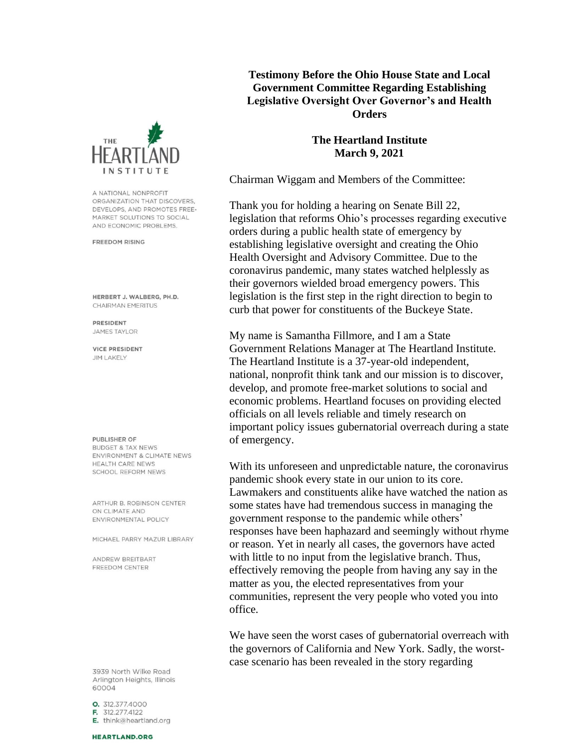THE HEARTLAND INSTITUTE

A NATIONAL NONPROFIT ORGANIZATION THAT DISCOVERS, DEVELOPS, AND PROMOTES FREE-MARKET SOLUTIONS TO SOCIAL AND ECONOMIC PROBLEMS.

FREEDOM RISING

HERBERT J. WALBERG, PH.D.
CHAIRMAN EMERITUS

PRESIDENT
JAMES TAYLOR

VICE PRESIDENT
JIM LAKELY

PUBLISHER OF
BUDGET & TAX NEWS
ENVIRONMENT & CLIMATE NEWS
HEALTH CARE NEWS
SCHOOL REFORM NEWS

ARTHUR B. ROBINSON CENTER ON CLIMATE AND ENVIRONMENTAL POLICY

MICHAEL PARRY MAZUR LIBRARY

ANDREW BREITBART FREEDOM CENTER

3939 North Wilke Road
Arlington Heights, Illinois 60004

O. 312.377.4000
F. 312.277.4122
E. think@heartland.org

HEARTLAND.ORG

# Testimony Before the Ohio House State and Local Government Committee Regarding Establishing Legislative Oversight Over Governor's and Health Orders

## The Heartland Institute
## March 9, 2021

Chairman Wiggam and Members of the Committee:

Thank you for holding a hearing on Senate Bill 22, legislation that reforms Ohio's processes regarding executive orders during a public health state of emergency by establishing legislative oversight and creating the Ohio Health Oversight and Advisory Committee. Due to the coronavirus pandemic, many states watched helplessly as their governors wielded broad emergency powers. This legislation is the first step in the right direction to begin to curb that power for constituents of the Buckeye State.

My name is Samantha Fillmore, and I am a State Government Relations Manager at The Heartland Institute. The Heartland Institute is a 37-year-old independent, national, nonprofit think tank and our mission is to discover, develop, and promote free-market solutions to social and economic problems. Heartland focuses on providing elected officials on all levels reliable and timely research on important policy issues gubernatorial overreach during a state of emergency.

With its unforeseen and unpredictable nature, the coronavirus pandemic shook every state in our union to its core. Lawmakers and constituents alike have watched the nation as some states have had tremendous success in managing the government response to the pandemic while others' responses have been haphazard and seemingly without rhyme or reason. Yet in nearly all cases, the governors have acted with little to no input from the legislative branch. Thus, effectively removing the people from having any say in the matter as you, the elected representatives from your communities, represent the very people who voted you into office.

We have seen the worst cases of gubernatorial overreach with the governors of California and New York. Sadly, the worst-case scenario has been revealed in the story regarding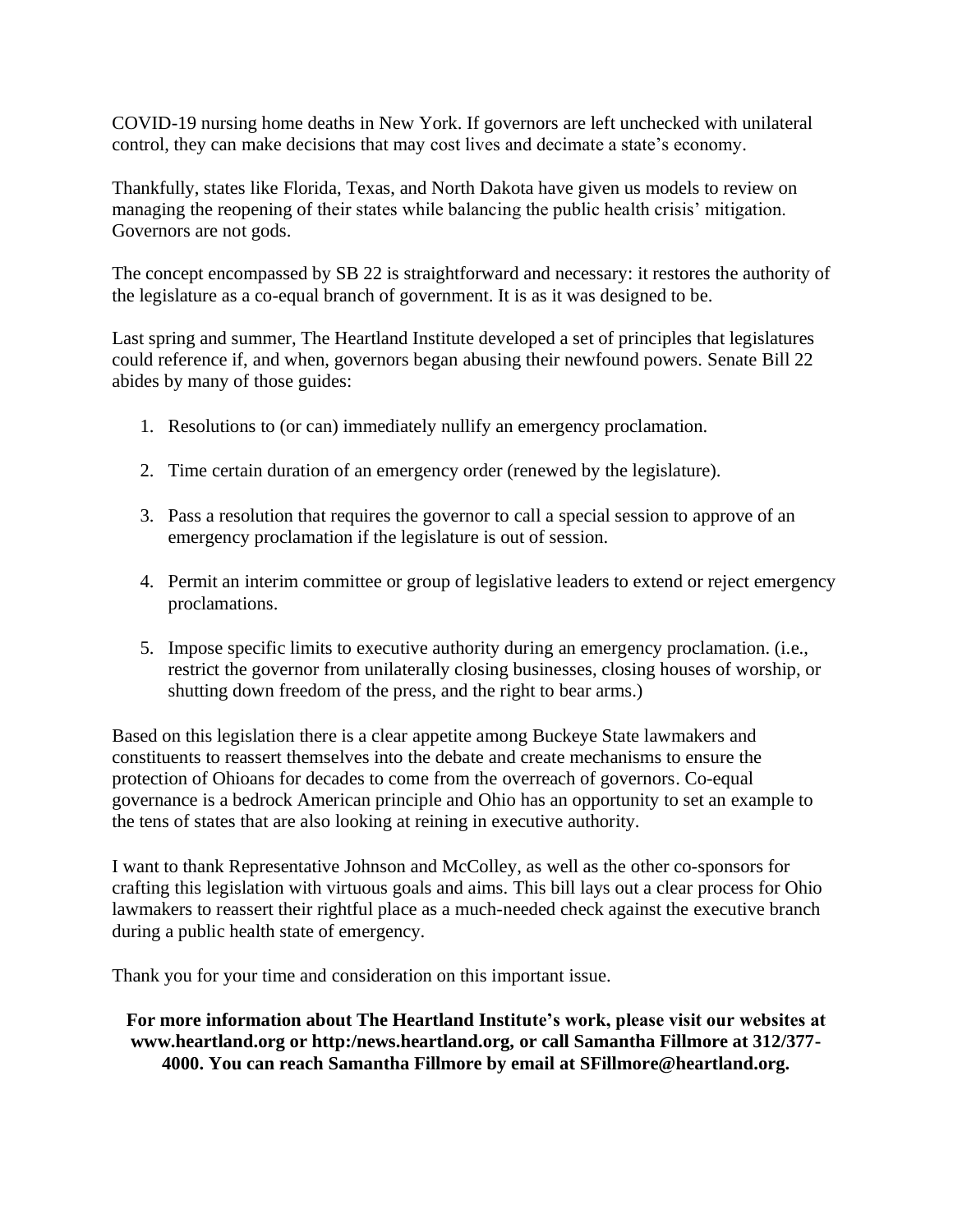COVID-19 nursing home deaths in New York. If governors are left unchecked with unilateral control, they can make decisions that may cost lives and decimate a state's economy.

Thankfully, states like Florida, Texas, and North Dakota have given us models to review on managing the reopening of their states while balancing the public health crisis' mitigation. Governors are not gods.

The concept encompassed by SB 22 is straightforward and necessary: it restores the authority of the legislature as a co-equal branch of government. It is as it was designed to be.

Last spring and summer, The Heartland Institute developed a set of principles that legislatures could reference if, and when, governors began abusing their newfound powers. Senate Bill 22 abides by many of those guides:

1. Resolutions to (or can) immediately nullify an emergency proclamation.

2. Time certain duration of an emergency order (renewed by the legislature).

3. Pass a resolution that requires the governor to call a special session to approve of an emergency proclamation if the legislature is out of session.

4. Permit an interim committee or group of legislative leaders to extend or reject emergency proclamations.

5. Impose specific limits to executive authority during an emergency proclamation. (i.e., restrict the governor from unilaterally closing businesses, closing houses of worship, or shutting down freedom of the press, and the right to bear arms.)

Based on this legislation there is a clear appetite among Buckeye State lawmakers and constituents to reassert themselves into the debate and create mechanisms to ensure the protection of Ohioans for decades to come from the overreach of governors. Co-equal governance is a bedrock American principle and Ohio has an opportunity to set an example to the tens of states that are also looking at reining in executive authority.

I want to thank Representative Johnson and McColley, as well as the other co-sponsors for crafting this legislation with virtuous goals and aims. This bill lays out a clear process for Ohio lawmakers to reassert their rightful place as a much-needed check against the executive branch during a public health state of emergency.

Thank you for your time and consideration on this important issue.

**For more information about The Heartland Institute's work, please visit our websites at www.heartland.org or http:/news.heartland.org, or call Samantha Fillmore at 312/377-4000. You can reach Samantha Fillmore by email at SFillmore@heartland.org.**